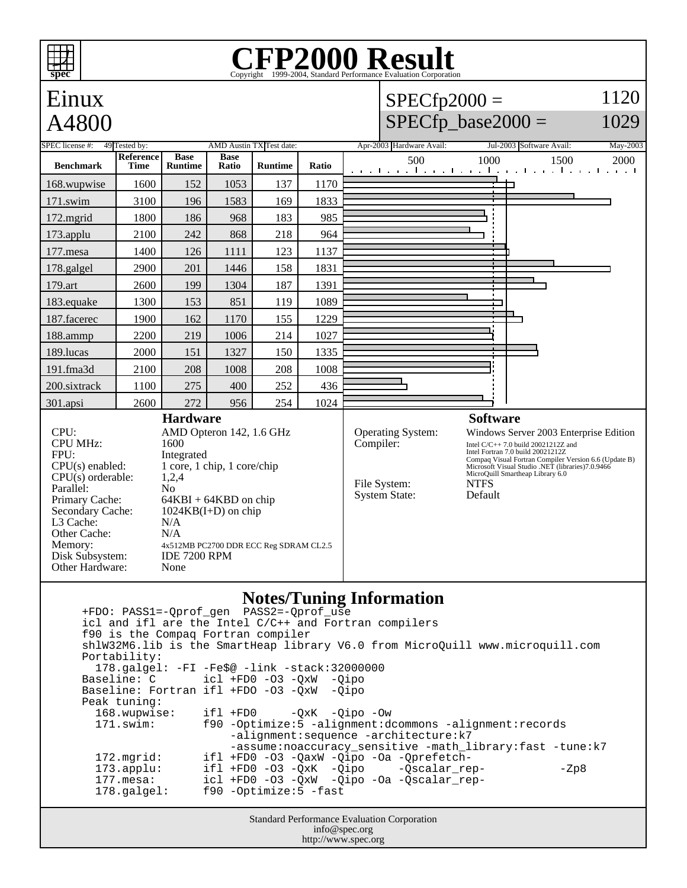# CFP2000 Result

Copyright 1999-2004, Standard Performance Evaluation Corporation

## Einux
## A4800

SPECfp2000 = 1120

SPECfp_base2000 = 1029

| SPEC license #: | 49 | Tested by: | AMD Austin TX | Test date: | Apr-2003 | Hardware Avail: | Jul-2003 | Software Avail: | May-2003 |
|---|---|---|---|---|---|---|---|---|---|

| Benchmark | Reference Time | Base Runtime | Base Ratio | Runtime | Ratio |
|---|---|---|---|---|---|
| 168.wupwise | 1600 | 152 | 1053 | 137 | 1170 |
| 171.swim | 3100 | 196 | 1583 | 169 | 1833 |
| 172.mgrid | 1800 | 186 | 968 | 183 | 985 |
| 173.applu | 2100 | 242 | 868 | 218 | 964 |
| 177.mesa | 1400 | 126 | 1111 | 123 | 1137 |
| 178.galgel | 2900 | 201 | 1446 | 158 | 1831 |
| 179.art | 2600 | 199 | 1304 | 187 | 1391 |
| 183.equake | 1300 | 153 | 851 | 119 | 1089 |
| 187.facerec | 1900 | 162 | 1170 | 155 | 1229 |
| 188.ammp | 2200 | 219 | 1006 | 214 | 1027 |
| 189.lucas | 2000 | 151 | 1327 | 150 | 1335 |
| 191.fma3d | 2100 | 208 | 1008 | 208 | 1008 |
| 200.sixtrack | 1100 | 275 | 400 | 252 | 436 |
| 301.apsi | 2600 | 272 | 956 | 254 | 1024 |

500
1000
1500
2000

### Hardware

| | |
|---|---|
| CPU: | AMD Opteron 142, 1.6 GHz |
| CPU MHz: | 1600 |
| FPU: | Integrated |
| CPU(s) enabled: | 1 core, 1 chip, 1 core/chip |
| CPU(s) orderable: | 1,2,4 |
| Parallel: | No |
| Primary Cache: | 64KBI + 64KBD on chip |
| Secondary Cache: | 1024KB(I+D) on chip |
| L3 Cache: | N/A |
| Other Cache: | N/A |
| Memory: | 4x512MB PC2700 DDR ECC Reg SDRAM CL2.5 |
| Disk Subsystem: | IDE 7200 RPM |
| Other Hardware: | None |

### Software

| | |
|---|---|
| Operating System: | Windows Server 2003 Enterprise Edition |
| Compiler: | Intel C/C++ 7.0 build 20021212Z and Intel Fortran 7.0 build 20021212Z Compaq Visual Fortran Compiler Version 6.6 (Update B) Microsoft Visual Studio .NET (libraries)7.0.9466 MicroQuill Smartheap Library 6.0 |
| File System: | NTFS |
| System State: | Default |

### Notes/Tuning Information

```
+FDO: PASS1=-Qprof_gen  PASS2=-Qprof_use
icl and ifl are the Intel C/C++ and Fortran compilers
f90 is the Compaq Fortran compiler
shlW32M6.lib is the SmartHeap library V6.0 from MicroQuill www.microquill.com
Portability:
  178.galgel: -FI -Fe$@ -link -stack:32000000
Baseline: C       icl +FD0 -O3 -QxW  -Qipo
Baseline: Fortran ifl +FDO -O3 -QxW  -Qipo
Peak tuning:
  168.wupwise:    ifl +FD0     -QxK  -Qipo -Ow
  171.swim:       f90 -Optimize:5 -alignment:dcommons -alignment:records
                      -alignment:sequence -architecture:k7
                      -assume:noaccuracy_sensitive -math_library:fast -tune:k7
  172.mgrid:      ifl +FD0 -O3 -QaxW -Qipo -Oa -Qprefetch-
  173.applu:      ifl +FD0 -O3 -QxK  -Qipo     -Qscalar_rep-          -Zp8
  177.mesa:       icl +FD0 -O3 -QxW  -Qipo -Oa -Qscalar_rep-
  178.galgel:     f90 -Optimize:5 -fast
```

Standard Performance Evaluation Corporation
info@spec.org
http://www.spec.org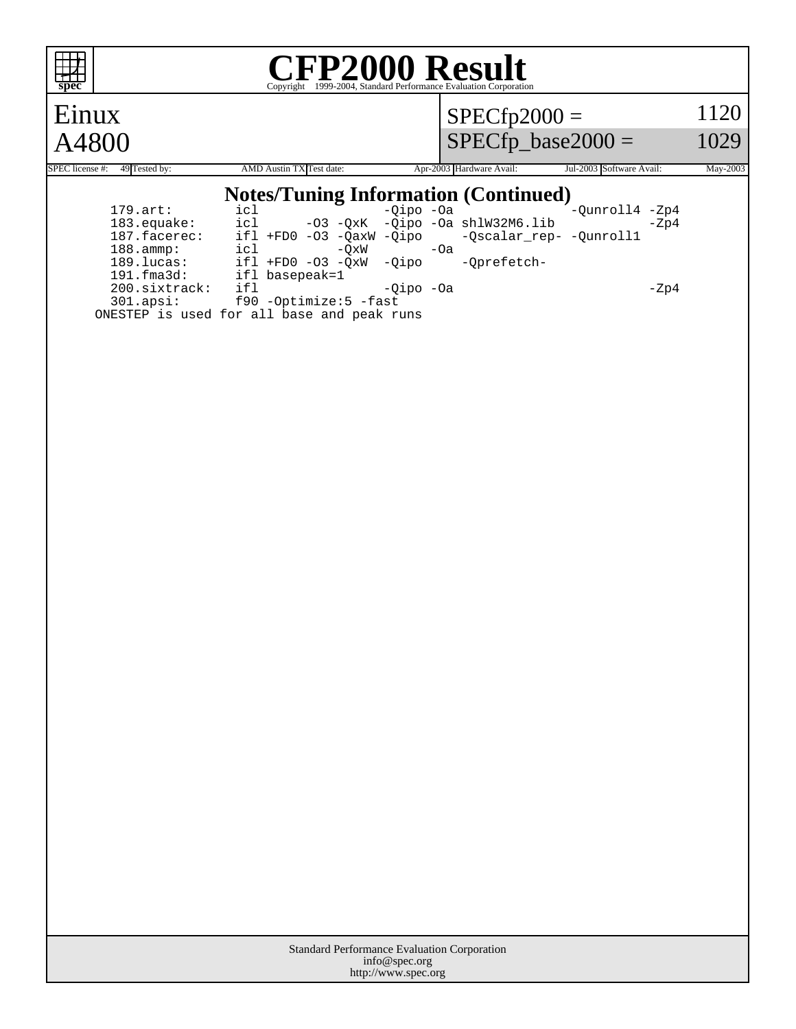# CFP2000 Result

Copyright 1999-2004, Standard Performance Evaluation Corporation

Einux
A4800

SPECfp2000 = 1120
SPECfp_base2000 = 1029

| SPEC license #: | 49 | Tested by: | AMD Austin TX | Test date: | Apr-2003 | Hardware Avail: | Jul-2003 | Software Avail: | May-2003 |
|---|---|---|---|---|---|---|---|---|---|

## Notes/Tuning Information (Continued)

```
   179.art:        icl                -Qipo -Oa                -Qunroll4 -Zp4
   183.equake:     icl      -O3 -QxK  -Qipo -Oa shlW32M6.lib           -Zp4
   187.facerec:    ifl +FD0 -O3 -QaxW -Qipo     -Qscalar_rep- -Qunroll1
   188.ammp:       icl          -QxW        -Oa
   189.lucas:      ifl +FD0 -O3 -QxW  -Qipo     -Qprefetch-
   191.fma3d:      ifl basepeak=1
   200.sixtrack:   ifl                -Qipo -Oa                        -Zp4
   301.apsi:       f90 -Optimize:5 -fast
ONESTEP is used for all base and peak runs
```

Standard Performance Evaluation Corporation
info@spec.org
http://www.spec.org